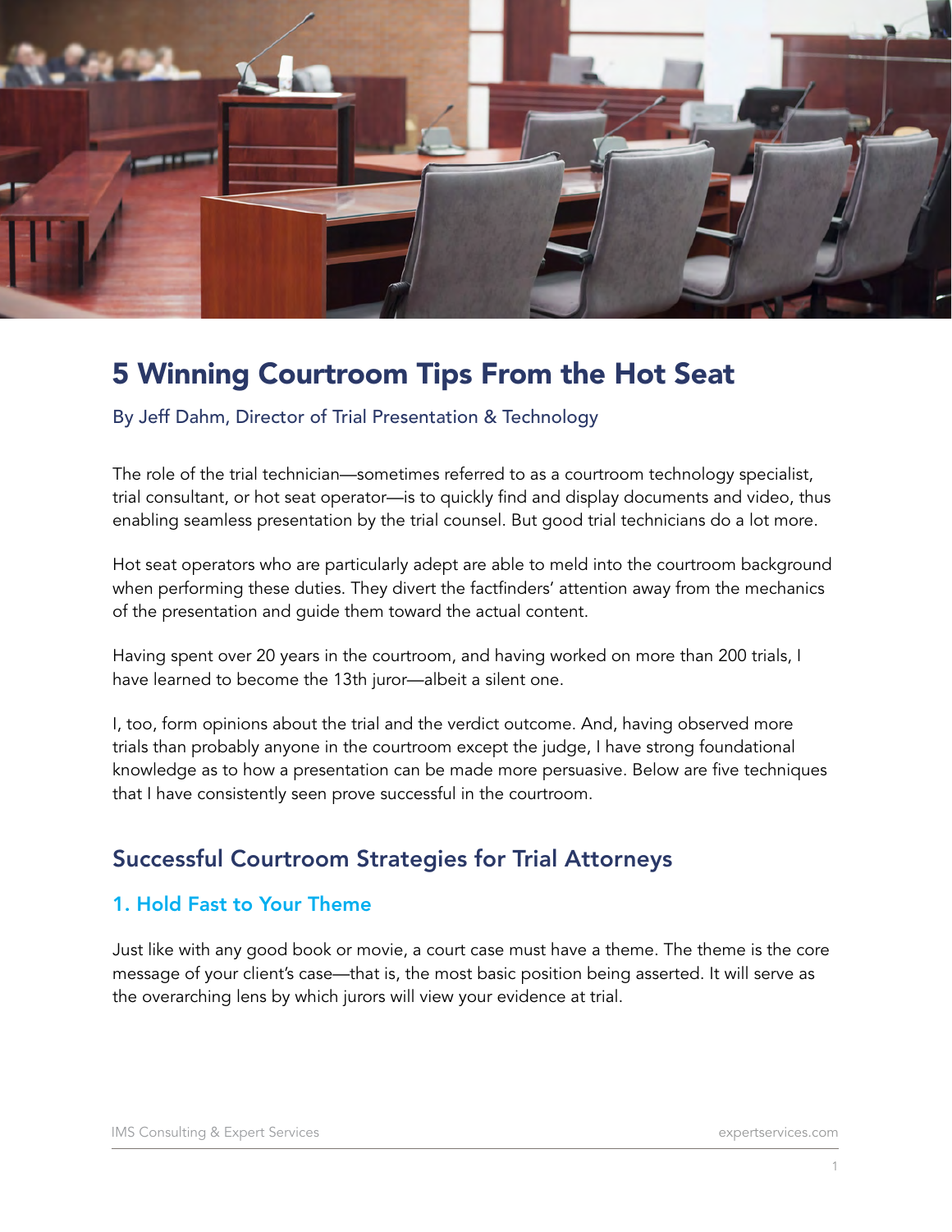# 5 Winning Courtroom Tips From the Hot Seat

By Jeff Dahm, Director of Trial Presentation & Technology

The role of the trial technician—sometimes referred to as a courtroom technology specialist, trial consultant, or hot seat operator—is to quickly find and display documents and video, thus enabling seamless presentation by the trial counsel. But good trial technicians do a lot more.

Hot seat operators who are particularly adept are able to meld into the courtroom background when performing these duties. They divert the factfinders' attention away from the mechanics of the presentation and guide them toward the actual content.

Having spent over 20 years in the courtroom, and having worked on more than 200 trials, I have learned to become the 13th juror—albeit a silent one.

I, too, form opinions about the trial and the verdict outcome. And, having observed more trials than probably anyone in the courtroom except the judge, I have strong foundational knowledge as to how a presentation can be made more persuasive. Below are five techniques that I have consistently seen prove successful in the courtroom.

## Successful Courtroom Strategies for Trial Attorneys

### 1. Hold Fast to Your Theme

Just like with any good book or movie, a court case must have a theme. The theme is the core message of your client's case—that is, the most basic position being asserted. It will serve as the overarching lens by which jurors will view your evidence at trial.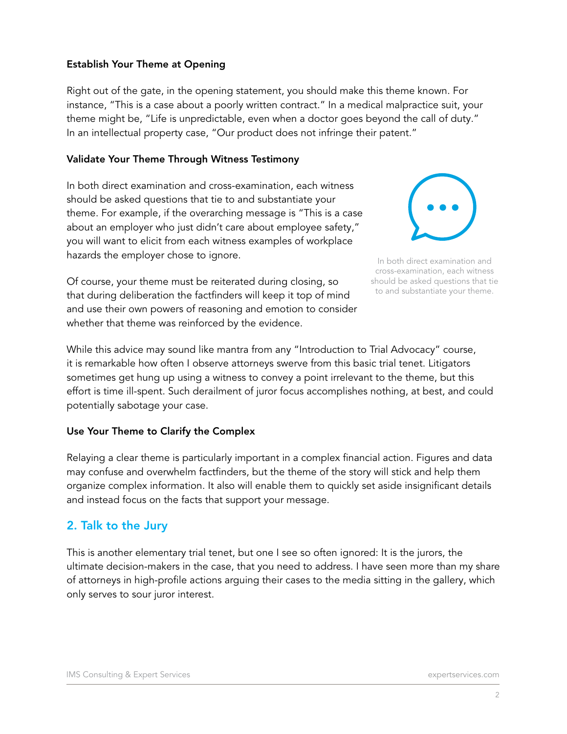### Establish Your Theme at Opening

Right out of the gate, in the opening statement, you should make this theme known. For instance, "This is a case about a poorly written contract." In a medical malpractice suit, your theme might be, "Life is unpredictable, even when a doctor goes beyond the call of duty." In an intellectual property case, "Our product does not infringe their patent."

### Validate Your Theme Through Witness Testimony

In both direct examination and cross-examination, each witness should be asked questions that tie to and substantiate your theme. For example, if the overarching message is "This is a case about an employer who just didn't care about employee safety," you will want to elicit from each witness examples of workplace hazards the employer chose to ignore.

In both direct examination and cross-examination, each witness should be asked questions that tie to and substantiate your theme.

Of course, your theme must be reiterated during closing, so that during deliberation the factfinders will keep it top of mind and use their own powers of reasoning and emotion to consider whether that theme was reinforced by the evidence.

While this advice may sound like mantra from any "Introduction to Trial Advocacy" course, it is remarkable how often I observe attorneys swerve from this basic trial tenet. Litigators sometimes get hung up using a witness to convey a point irrelevant to the theme, but this effort is time ill-spent. Such derailment of juror focus accomplishes nothing, at best, and could potentially sabotage your case.

### Use Your Theme to Clarify the Complex

Relaying a clear theme is particularly important in a complex financial action. Figures and data may confuse and overwhelm factfinders, but the theme of the story will stick and help them organize complex information. It also will enable them to quickly set aside insignificant details and instead focus on the facts that support your message.

## 2. Talk to the Jury

This is another elementary trial tenet, but one I see so often ignored: It is the jurors, the ultimate decision-makers in the case, that you need to address. I have seen more than my share of attorneys in high-profile actions arguing their cases to the media sitting in the gallery, which only serves to sour juror interest.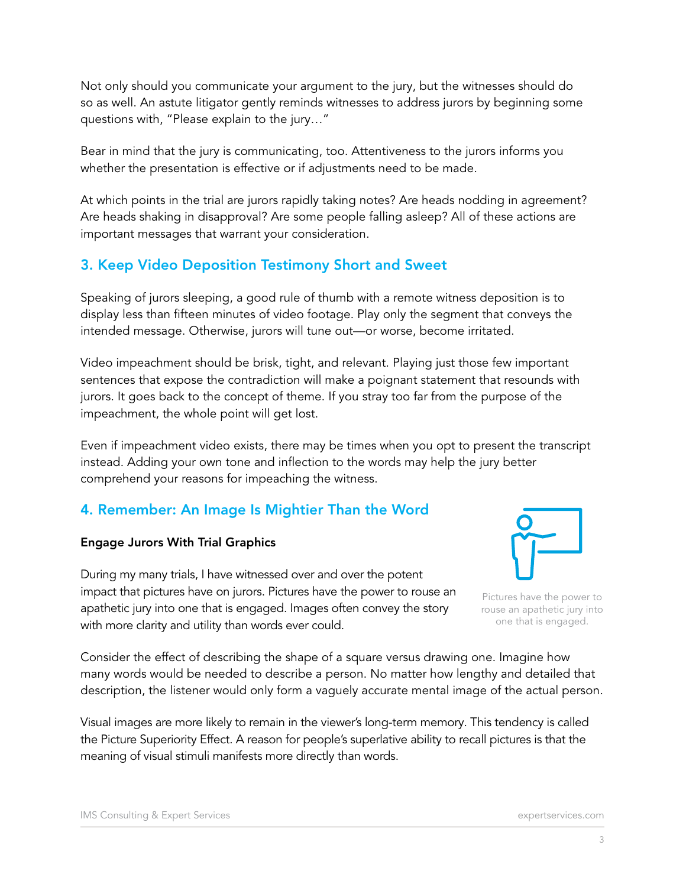Not only should you communicate your argument to the jury, but the witnesses should do so as well. An astute litigator gently reminds witnesses to address jurors by beginning some questions with, "Please explain to the jury…"

Bear in mind that the jury is communicating, too. Attentiveness to the jurors informs you whether the presentation is effective or if adjustments need to be made.

At which points in the trial are jurors rapidly taking notes? Are heads nodding in agreement? Are heads shaking in disapproval? Are some people falling asleep? All of these actions are important messages that warrant your consideration.

## 3. Keep Video Deposition Testimony Short and Sweet

Speaking of jurors sleeping, a good rule of thumb with a remote witness deposition is to display less than fifteen minutes of video footage. Play only the segment that conveys the intended message. Otherwise, jurors will tune out—or worse, become irritated.

Video impeachment should be brisk, tight, and relevant. Playing just those few important sentences that expose the contradiction will make a poignant statement that resounds with jurors. It goes back to the concept of theme. If you stray too far from the purpose of the impeachment, the whole point will get lost.

Even if impeachment video exists, there may be times when you opt to present the transcript instead. Adding your own tone and inflection to the words may help the jury better comprehend your reasons for impeaching the witness.

## 4. Remember: An Image Is Mightier Than the Word

### Engage Jurors With Trial Graphics

During my many trials, I have witnessed over and over the potent impact that pictures have on jurors. Pictures have the power to rouse an apathetic jury into one that is engaged. Images often convey the story with more clarity and utility than words ever could.

Pictures have the power to rouse an apathetic jury into one that is engaged.

Consider the effect of describing the shape of a square versus drawing one. Imagine how many words would be needed to describe a person. No matter how lengthy and detailed that description, the listener would only form a vaguely accurate mental image of the actual person.

Visual images are more likely to remain in the viewer's long-term memory. This tendency is called the Picture Superiority Effect. A reason for people's superlative ability to recall pictures is that the meaning of visual stimuli manifests more directly than words.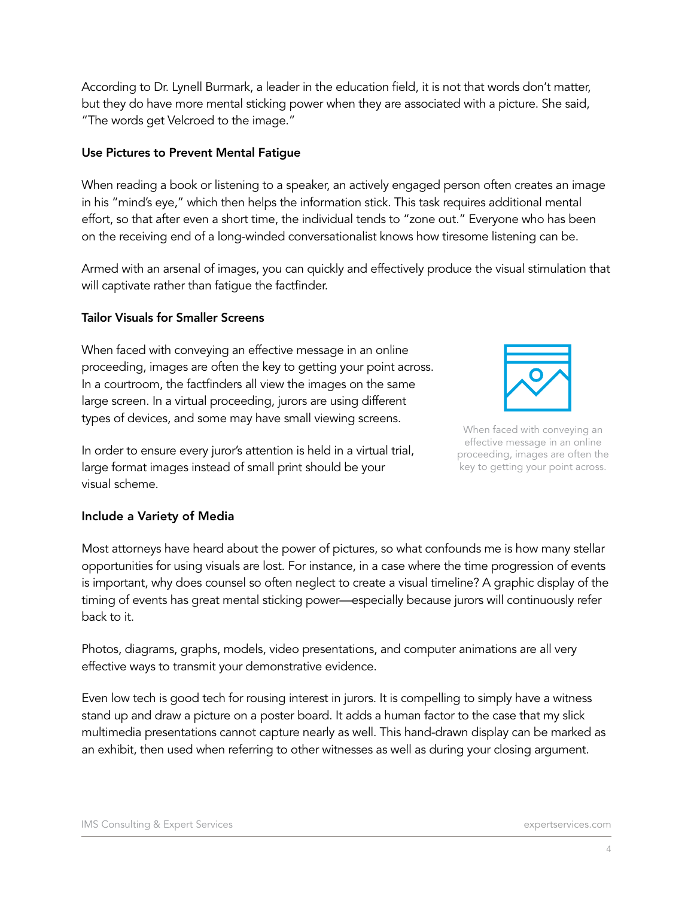According to Dr. Lynell Burmark, a leader in the education field, it is not that words don't matter, but they do have more mental sticking power when they are associated with a picture. She said, "The words get Velcroed to the image."

**Use Pictures to Prevent Mental Fatigue**

When reading a book or listening to a speaker, an actively engaged person often creates an image in his "mind's eye," which then helps the information stick. This task requires additional mental effort, so that after even a short time, the individual tends to "zone out." Everyone who has been on the receiving end of a long-winded conversationalist knows how tiresome listening can be.

Armed with an arsenal of images, you can quickly and effectively produce the visual stimulation that will captivate rather than fatigue the factfinder.

**Tailor Visuals for Smaller Screens**

When faced with conveying an effective message in an online proceeding, images are often the key to getting your point across. In a courtroom, the factfinders all view the images on the same large screen. In a virtual proceeding, jurors are using different types of devices, and some may have small viewing screens.

In order to ensure every juror's attention is held in a virtual trial, large format images instead of small print should be your visual scheme.

When faced with conveying an effective message in an online proceeding, images are often the key to getting your point across.

**Include a Variety of Media**

Most attorneys have heard about the power of pictures, so what confounds me is how many stellar opportunities for using visuals are lost. For instance, in a case where the time progression of events is important, why does counsel so often neglect to create a visual timeline? A graphic display of the timing of events has great mental sticking power—especially because jurors will continuously refer back to it.

Photos, diagrams, graphs, models, video presentations, and computer animations are all very effective ways to transmit your demonstrative evidence.

Even low tech is good tech for rousing interest in jurors. It is compelling to simply have a witness stand up and draw a picture on a poster board. It adds a human factor to the case that my slick multimedia presentations cannot capture nearly as well. This hand-drawn display can be marked as an exhibit, then used when referring to other witnesses as well as during your closing argument.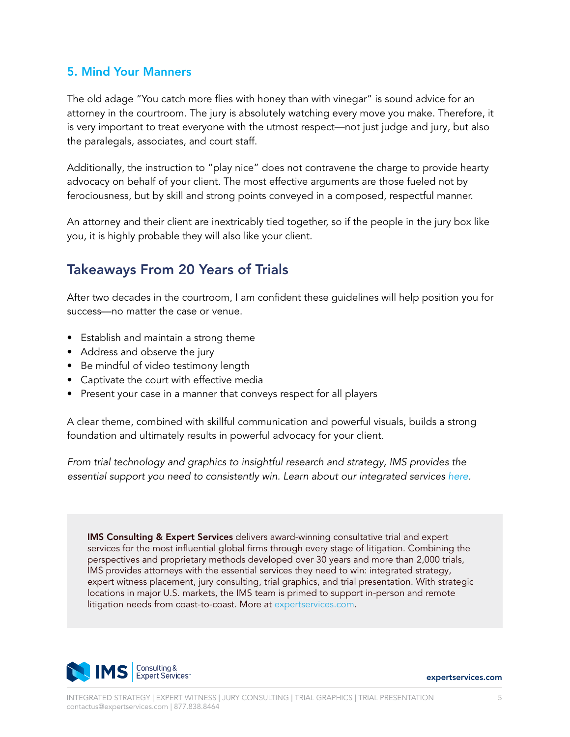### 5. Mind Your Manners

The old adage "You catch more flies with honey than with vinegar" is sound advice for an attorney in the courtroom. The jury is absolutely watching every move you make. Therefore, it is very important to treat everyone with the utmost respect—not just judge and jury, but also the paralegals, associates, and court staff.

Additionally, the instruction to "play nice" does not contravene the charge to provide hearty advocacy on behalf of your client. The most effective arguments are those fueled not by ferociousness, but by skill and strong points conveyed in a composed, respectful manner.

An attorney and their client are inextricably tied together, so if the people in the jury box like you, it is highly probable they will also like your client.

## Takeaways From 20 Years of Trials

After two decades in the courtroom, I am confident these guidelines will help position you for success—no matter the case or venue.

- Establish and maintain a strong theme
- Address and observe the jury
- Be mindful of video testimony length
- Captivate the court with effective media
- Present your case in a manner that conveys respect for all players

A clear theme, combined with skillful communication and powerful visuals, builds a strong foundation and ultimately results in powerful advocacy for your client.

*From trial technology and graphics to insightful research and strategy, IMS provides the essential support you need to consistently win. Learn about our integrated services here.*

**IMS Consulting & Expert Services** delivers award-winning consultative trial and expert services for the most influential global firms through every stage of litigation. Combining the perspectives and proprietary methods developed over 30 years and more than 2,000 trials, IMS provides attorneys with the essential services they need to win: integrated strategy, expert witness placement, jury consulting, trial graphics, and trial presentation. With strategic locations in major U.S. markets, the IMS team is primed to support in-person and remote litigation needs from coast-to-coast. More at expertservices.com.

IMS Consulting & Expert Services

expertservices.com

INTEGRATED STRATEGY | EXPERT WITNESS | JURY CONSULTING | TRIAL GRAPHICS | TRIAL PRESENTATION
contactus@expertservices.com | 877.838.8464